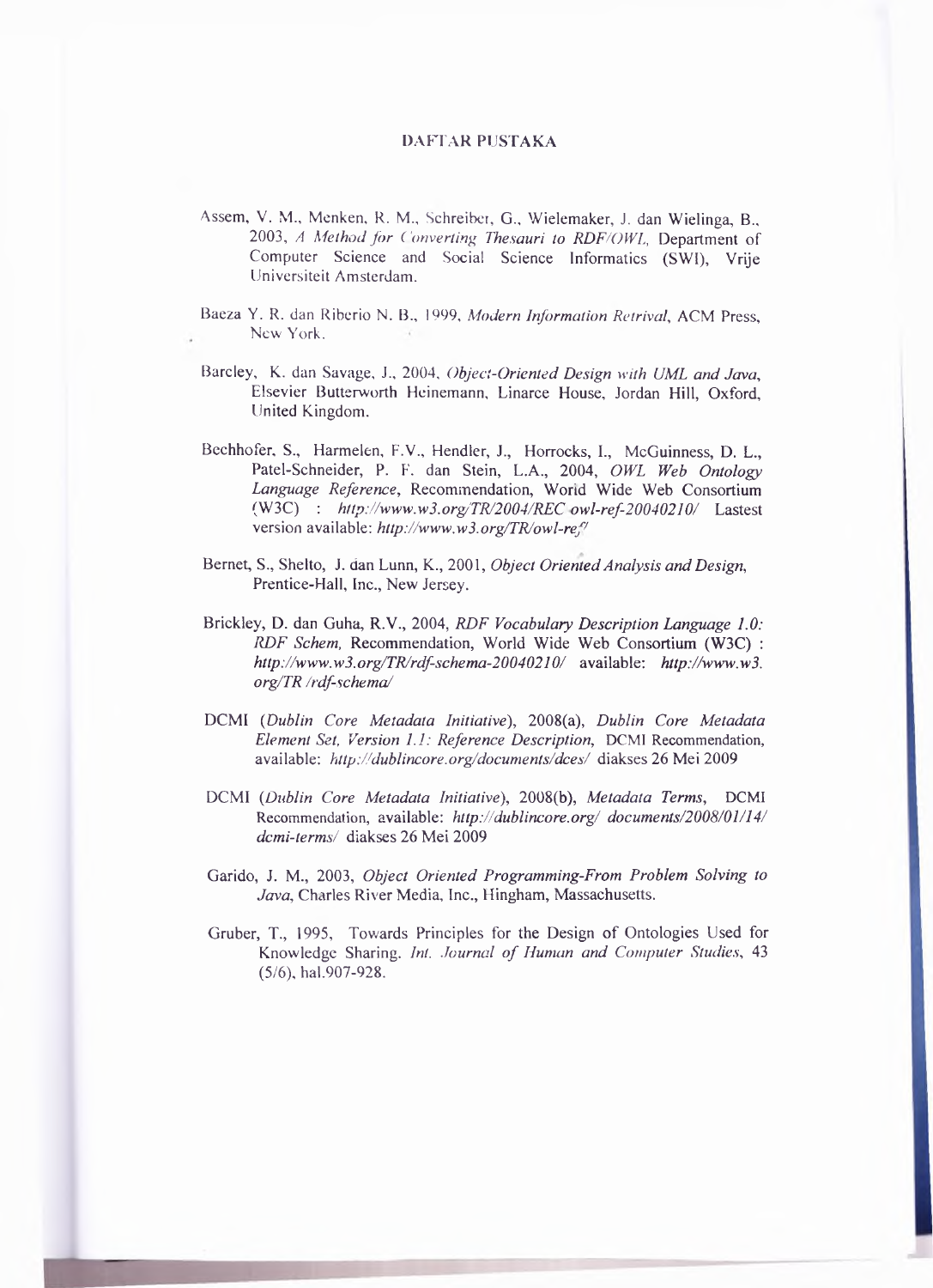# DAFTAR PUSTAKA

Assem, V. M., Menken, R. M., Schreiber, G., Wielemaker, J. dan Wielinga, B., 2003, *A Method for Converting Thesauri to RDF/OWL*, Department of Computer Science and Social Science Informatics (SWI), Vrije Universiteit Amsterdam.

Baeza Y. R. dan Riberio N. B., 1999, *Modern Information Retrival*, ACM Press, New York.

Barcley, K. dan Savage, J., 2004, *Object-Oriented Design with UML and Java*, Elsevier Butterworth Heinemann, Linarce House, Jordan Hill, Oxford, United Kingdom.

Bechhofer, S., Harmelen, F.V., Hendler, J., Horrocks, I., McGuinness, D. L., Patel-Schneider, P. F. dan Stein, L.A., 2004, *OWL Web Ontology Language Reference*, Recommendation, World Wide Web Consortium (W3C) : *http://www.w3.org/TR/2004/REC-owl-ref-20040210/* Lastest version available: *http://www.w3.org/TR/owl-ref/*

Bernet, S., Shelto, J. dan Lunn, K., 2001, *Object Oriented Analysis and Design*, Prentice-Hall, Inc., New Jersey.

Brickley, D. dan Guha, R.V., 2004, *RDF Vocabulary Description Language 1.0: RDF Schem*, Recommendation, World Wide Web Consortium (W3C) : *http://www.w3.org/TR/rdf-schema-20040210/* available: *http://www.w3.org/TR /rdf-schema/*

DCMI (*Dublin Core Metadata Initiative*), 2008(a), *Dublin Core Metadata Element Set, Version 1.1: Reference Description*, DCMI Recommendation, available: *http://dublincore.org/documents/dces/* diakses 26 Mei 2009

DCMI (*Dublin Core Metadata Initiative*), 2008(b), *Metadata Terms*, DCMI Recommendation, available: *http://dublincore.org/ documents/2008/01/14/ dcmi-terms/* diakses 26 Mei 2009

Garido, J. M., 2003, *Object Oriented Programming-From Problem Solving to Java*, Charles River Media, Inc., Hingham, Massachusetts.

Gruber, T., 1995, Towards Principles for the Design of Ontologies Used for Knowledge Sharing. *Int. Journal of Human and Computer Studies*, 43 (5/6), hal.907-928.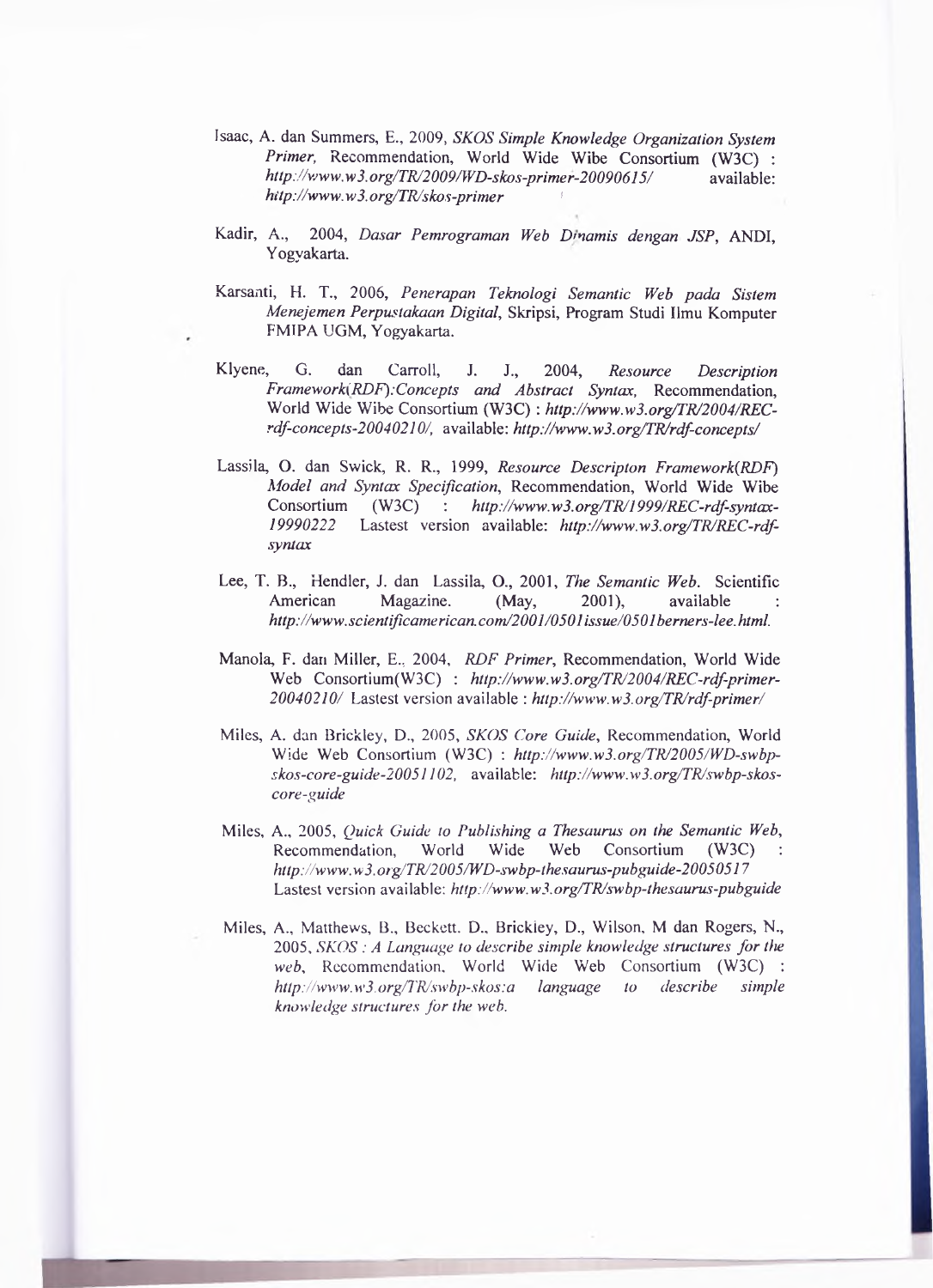Isaac, A. dan Summers, E., 2009, *SKOS Simple Knowledge Organization System Primer,* Recommendation, World Wide Wibe Consortium (W3C) : *http://www.w3.org/TR/2009/WD-skos-primer-20090615/* available: *http://www.w3.org/TR/skos-primer*

Kadir, A., 2004, *Dasar Pemrograman Web Dinamis dengan JSP*, ANDI, Yogyakarta.

Karsanti, H. T., 2006, *Penerapan Teknologi Semantic Web pada Sistem Menejemen Perpustakaan Digital*, Skripsi, Program Studi Ilmu Komputer FMIPA UGM, Yogyakarta.

Klyene, G. dan Carroll, J. J., 2004, *Resource Description Framework(RDF):Concepts and Abstract Syntax,* Recommendation, World Wide Wibe Consortium (W3C) : *http://www.w3.org/TR/2004/REC-rdf-concepts-20040210/,* available: *http://www.w3.org/TR/rdf-concepts/*

Lassila, O. dan Swick, R. R., 1999, *Resource Descripton Framework(RDF) Model and Syntax Specification*, Recommendation, World Wide Wibe Consortium (W3C) : *http://www.w3.org/TR/1999/REC-rdf-syntax-19990222* Lastest version available: *http://www.w3.org/TR/REC-rdf-syntax*

Lee, T. B., Hendler, J. dan Lassila, O., 2001, *The Semantic Web.* Scientific American Magazine. (May, 2001), available : *http://www.scientificamerican.com/2001/0501issue/0501berners-lee.html.*

Manola, F. dan Miller, E., 2004, *RDF Primer*, Recommendation, World Wide Web Consortium(W3C) : *http://www.w3.org/TR/2004/REC-rdf-primer-20040210/* Lastest version available : *http://www.w3.org/TR/rdf-primer/*

Miles, A. dan Brickley, D., 2005, *SKOS Core Guide*, Recommendation, World Wide Web Consortium (W3C) : *http://www.w3.org/TR/2005/WD-swbp-skos-core-guide-20051102,* available: *http://www.w3.org/TR/swbp-skos-core-guide*

Miles, A., 2005, *Quick Guide to Publishing a Thesaurus on the Semantic Web*, Recommendation, World Wide Web Consortium (W3C) : *http://www.w3.org/TR/2005/WD-swbp-thesaurus-pubguide-20050517* Lastest version available: *http://www.w3.org/TR/swbp-thesaurus-pubguide*

Miles, A., Matthews, B., Beckett. D., Brickley, D., Wilson, M dan Rogers, N., 2005, *SKOS : A Language to describe simple knowledge structures for the web*, Recommendation, World Wide Web Consortium (W3C) : *http://www.w3.org/TR/swbp-skos:a language to describe simple knowledge structures for the web.*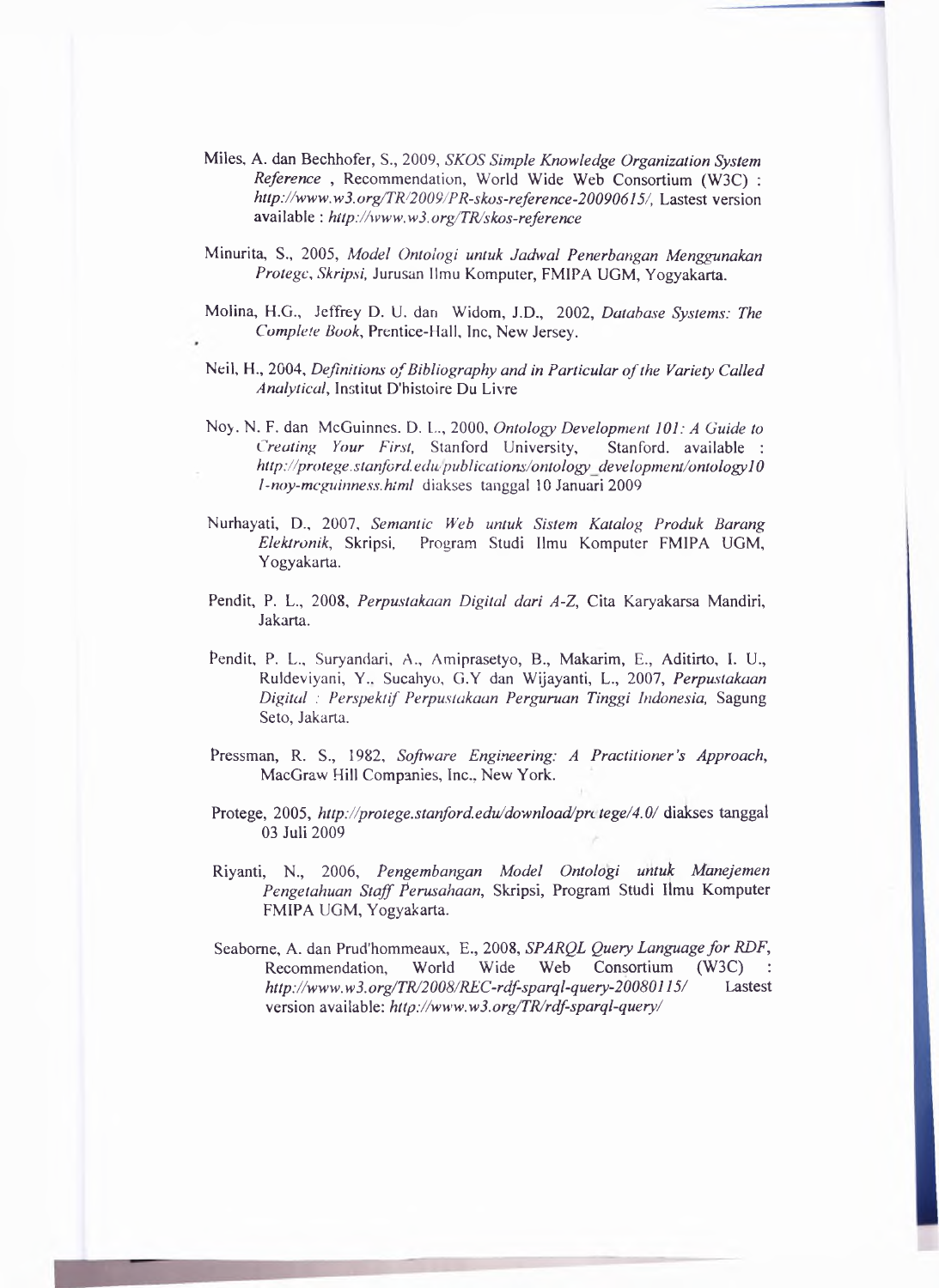Miles, A. dan Bechhofer, S., 2009, *SKOS Simple Knowledge Organization System Reference* , Recommendation, World Wide Web Consortium (W3C) : *http://www.w3.org/TR/2009/PR-skos-reference-20090615/,* Lastest version available : *http://www.w3.org/TR/skos-reference*

Minurita, S., 2005, *Model Ontologi untuk Jadwal Penerbangan Menggunakan Protege*, *Skripsi,* Jurusan Ilmu Komputer, FMIPA UGM, Yogyakarta.

Molina, H.G., Jeffrey D. U. dan Widom, J.D., 2002, *Database Systems: The Complete Book*, Prentice-Hall, Inc, New Jersey.

Neil, H., 2004, *Definitions of Bibliography and in Particular of the Variety Called Analytical*, Institut D'histoire Du Livre

Noy. N. F. dan McGuinnes. D. L., 2000, *Ontology Development 101: A Guide to Creating Your First,* Stanford University, Stanford. available : *http://protege.stanford.edu/publications/ontology_development/ontology101-noy-mcguinness.html* diakses tanggal 10 Januari 2009

Nurhayati, D., 2007, *Semantic Web untuk Sistem Katalog Produk Barang Elektronik*, Skripsi, Program Studi Ilmu Komputer FMIPA UGM, Yogyakarta.

Pendit, P. L., 2008, *Perpustakaan Digital dari A-Z,* Cita Karyakarsa Mandiri, Jakarta.

Pendit, P. L., Suryandari, A., Amiprasetyo, B., Makarim, E., Aditirto, I. U., Ruldeviyani, Y., Sucahyo, G.Y dan Wijayanti, L., 2007, *Perpustakaan Digital : Perspektif Perpustakaan Perguruan Tinggi Indonesia,* Sagung Seto, Jakarta.

Pressman, R. S., 1982, *Software Engineering: A Practitioner's Approach*, MacGraw Hill Companies, Inc., New York.

Protege, 2005, *http://protege.stanford.edu/download/protege/4.0/* diakses tanggal 03 Juli 2009

Riyanti, N., 2006, *Pengembangan Model Ontologi untuk Manejemen Pengetahuan Staff Perusahaan*, Skripsi, Program Studi Ilmu Komputer FMIPA UGM, Yogyakarta.

Seaborne, A. dan Prud'hommeaux, E., 2008, *SPARQL Query Language for RDF*, Recommendation, World Wide Web Consortium (W3C) : *http://www.w3.org/TR/2008/REC-rdf-sparql-query-20080115/* Lastest version available: *http://www.w3.org/TR/rdf-sparql-query/*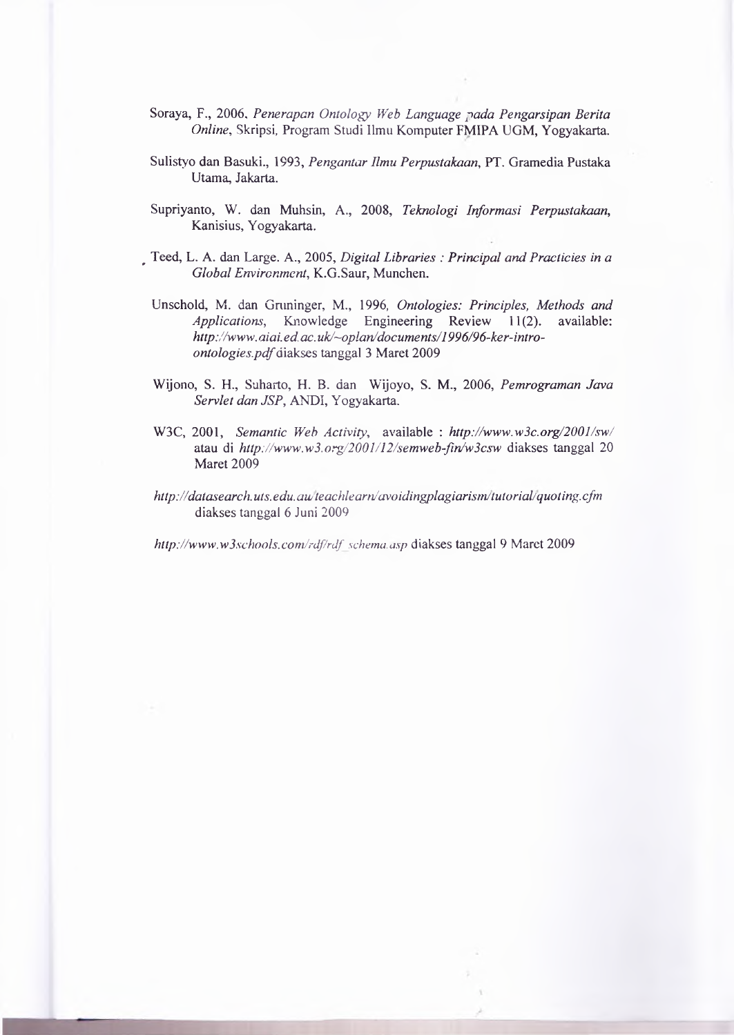Soraya, F., 2006, *Penerapan Ontology Web Language pada Pengarsipan Berita Online*, Skripsi, Program Studi Ilmu Komputer FMIPA UGM, Yogyakarta.

Sulistyo dan Basuki., 1993, *Pengantar Ilmu Perpustakaan*, PT. Gramedia Pustaka Utama, Jakarta.

Supriyanto, W. dan Muhsin, A., 2008, *Teknologi Informasi Perpustakaan*, Kanisius, Yogyakarta.

Teed, L. A. dan Large. A., 2005, *Digital Libraries : Principal and Practicies in a Global Environment*, K.G.Saur, Munchen.

Unschold, M. dan Gruninger, M., 1996, *Ontologies: Principles, Methods and Applications*, Knowledge Engineering Review 11(2). available: *http://www.aiai.ed.ac.uk/~oplan/documents/1996/96-ker-intro-ontologies.pdf* diakses tanggal 3 Maret 2009

Wijono, S. H., Suharto, H. B. dan Wijoyo, S. M., 2006, *Pemrograman Java Servlet dan JSP*, ANDI, Yogyakarta.

W3C, 2001, *Semantic Web Activity*, available : *http://www.w3c.org/2001/sw/* atau di *http://www.w3.org/2001/12/semweb-fin/w3csw* diakses tanggal 20 Maret 2009

*http://datasearch.uts.edu.au/teachlearn/avoidingplagiarism/tutorial/quoting.cfm* diakses tanggal 6 Juni 2009

*http://www.w3schools.com/rdf/rdf_schema.asp* diakses tanggal 9 Maret 2009